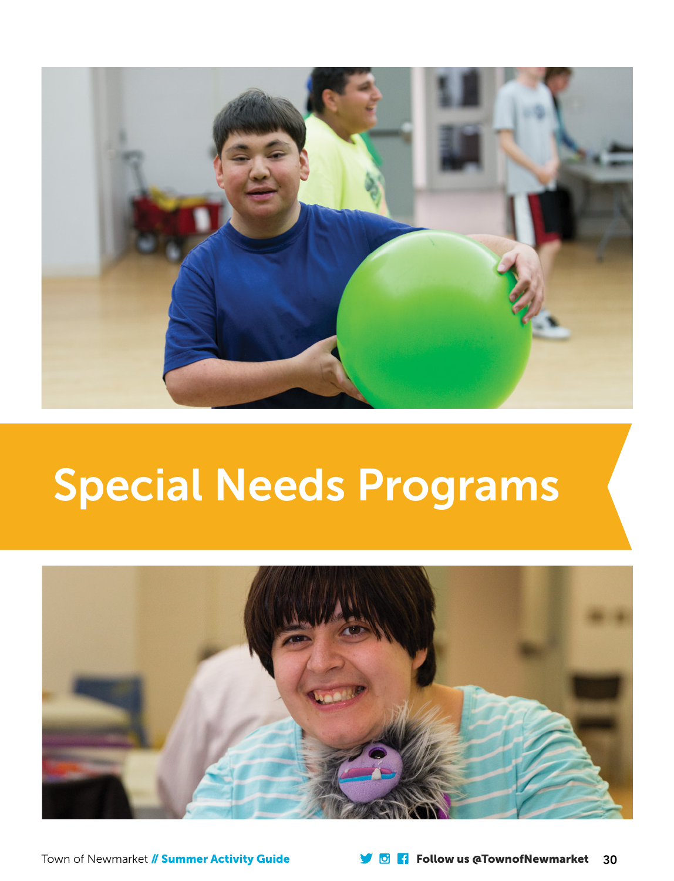# Special Needs Programs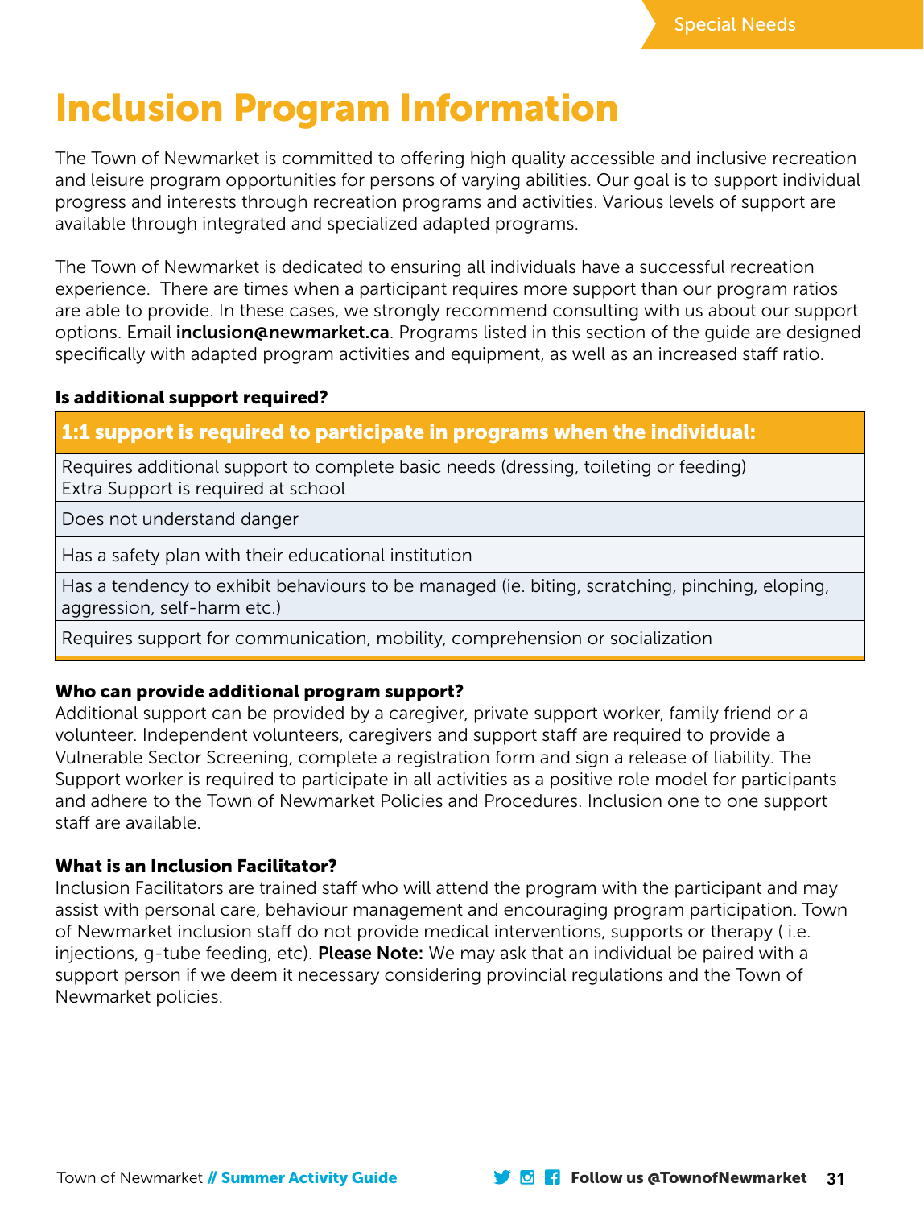# Inclusion Program Information

The Town of Newmarket is committed to offering high quality accessible and inclusive recreation and leisure program opportunities for persons of varying abilities. Our goal is to support individual progress and interests through recreation programs and activities. Various levels of support are available through integrated and specialized adapted programs.

The Town of Newmarket is dedicated to ensuring all individuals have a successful recreation experience. There are times when a participant requires more support than our program ratios are able to provide. In these cases, we strongly recommend consulting with us about our support options. Email **inclusion@newmarket.ca**. Programs listed in this section of the guide are designed specifically with adapted program activities and equipment, as well as an increased staff ratio.

**Is additional support required?**

| 1:1 support is required to participate in programs when the individual: |
|---|
| Requires additional support to complete basic needs (dressing, toileting or feeding)<br>Extra Support is required at school |
| Does not understand danger |
| Has a safety plan with their educational institution |
| Has a tendency to exhibit behaviours to be managed (ie. biting, scratching, pinching, eloping, aggression, self-harm etc.) |
| Requires support for communication, mobility, comprehension or socialization |

**Who can provide additional program support?**

Additional support can be provided by a caregiver, private support worker, family friend or a volunteer. Independent volunteers, caregivers and support staff are required to provide a Vulnerable Sector Screening, complete a registration form and sign a release of liability. The Support worker is required to participate in all activities as a positive role model for participants and adhere to the Town of Newmarket Policies and Procedures. Inclusion one to one support staff are available.

**What is an Inclusion Facilitator?**

Inclusion Facilitators are trained staff who will attend the program with the participant and may assist with personal care, behaviour management and encouraging program participation. Town of Newmarket inclusion staff do not provide medical interventions, supports or therapy ( i.e. injections, g-tube feeding, etc). **Please Note:** We may ask that an individual be paired with a support person if we deem it necessary considering provincial regulations and the Town of Newmarket policies.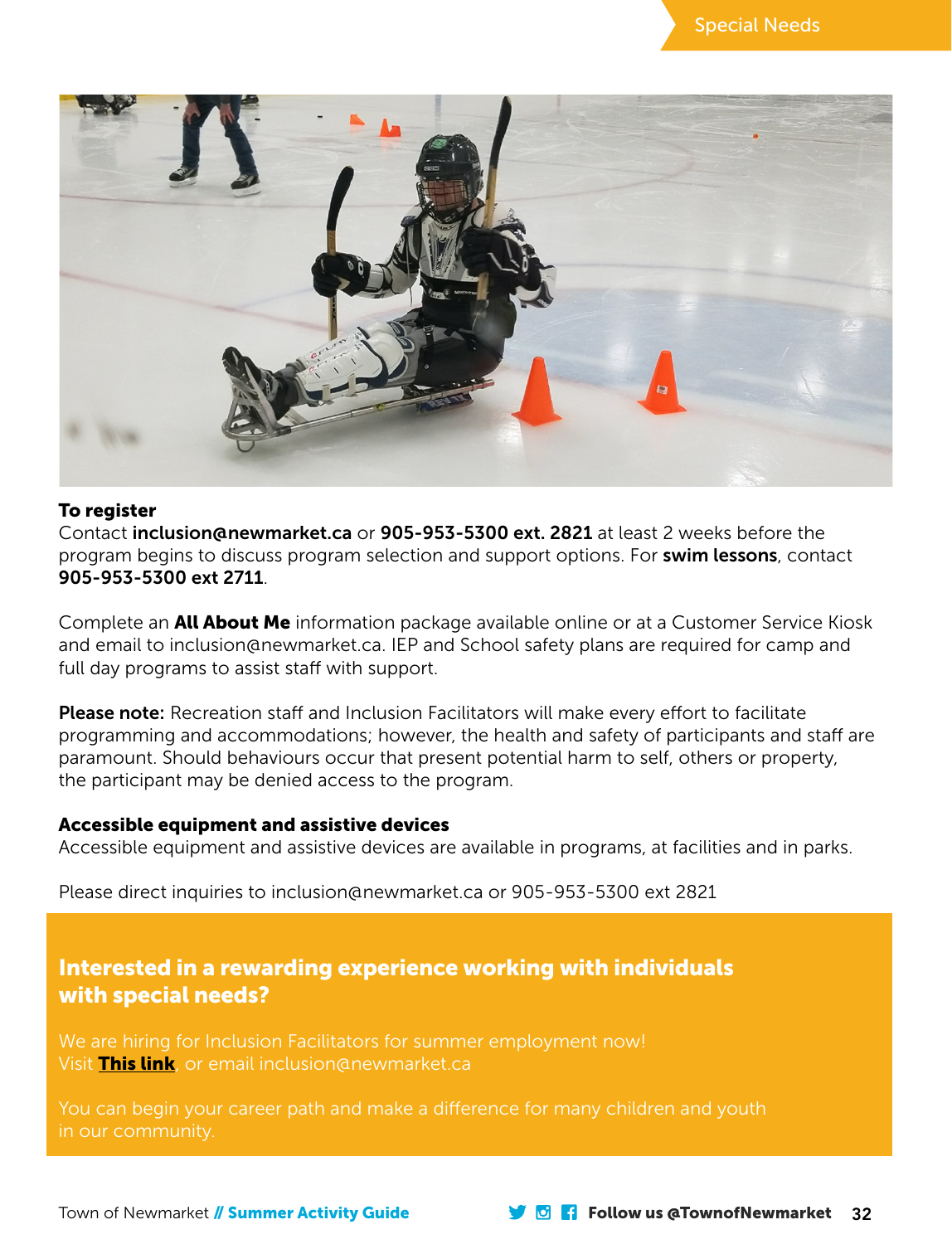**To register**
Contact **inclusion@newmarket.ca** or **905-953-5300 ext. 2821** at least 2 weeks before the program begins to discuss program selection and support options. For **swim lessons**, contact **905-953-5300 ext 2711**.

Complete an **All About Me** information package available online or at a Customer Service Kiosk and email to inclusion@newmarket.ca. IEP and School safety plans are required for camp and full day programs to assist staff with support.

**Please note:** Recreation staff and Inclusion Facilitators will make every effort to facilitate programming and accommodations; however, the health and safety of participants and staff are paramount. Should behaviours occur that present potential harm to self, others or property, the participant may be denied access to the program.

**Accessible equipment and assistive devices**
Accessible equipment and assistive devices are available in programs, at facilities and in parks.

Please direct inquiries to inclusion@newmarket.ca or 905-953-5300 ext 2821

## Interested in a rewarding experience working with individuals with special needs?

We are hiring for Inclusion Facilitators for summer employment now!
Visit **This link**, or email inclusion@newmarket.ca

You can begin your career path and make a difference for many children and youth in our community.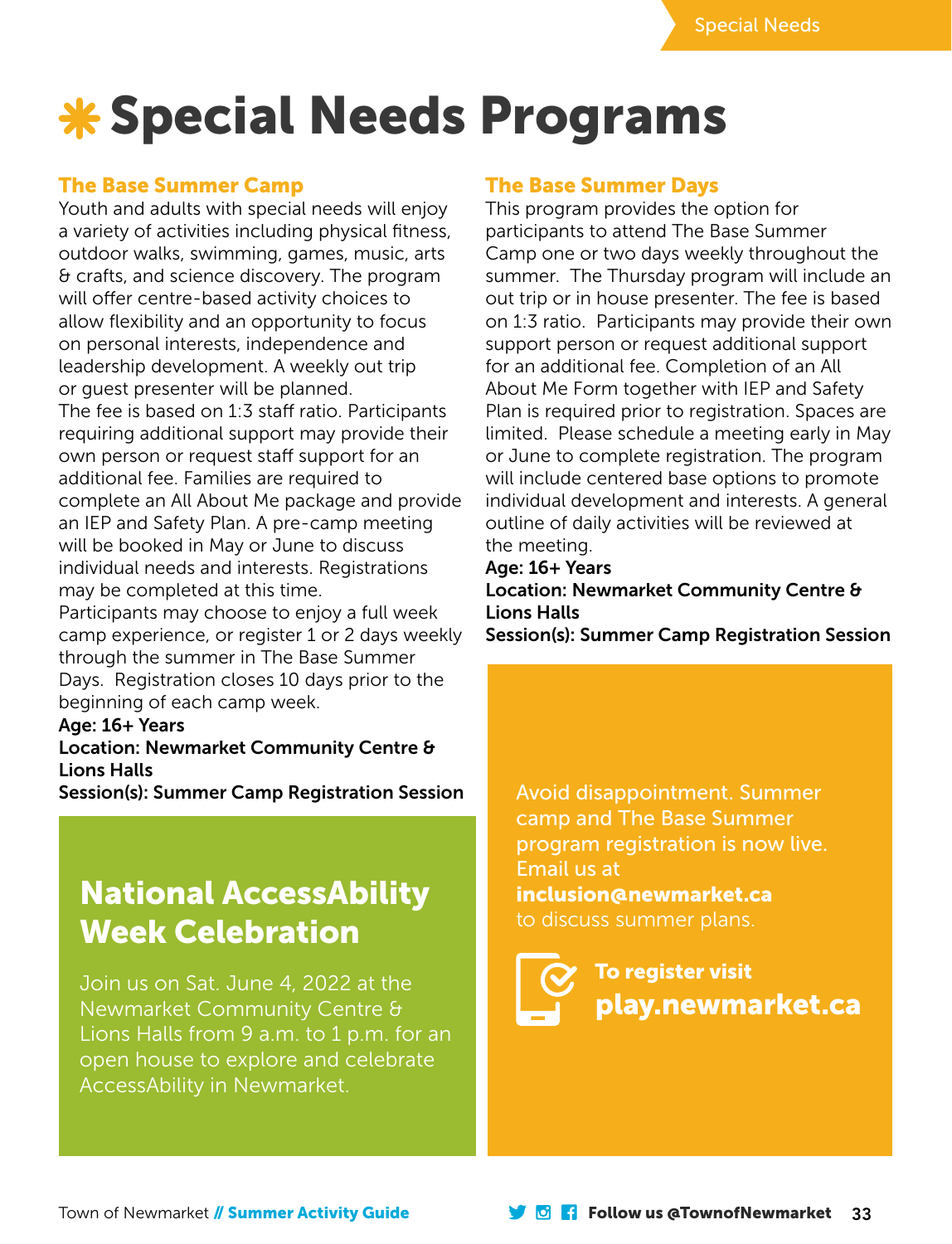# Special Needs Programs

## The Base Summer Camp

Youth and adults with special needs will enjoy a variety of activities including physical fitness, outdoor walks, swimming, games, music, arts & crafts, and science discovery. The program will offer centre-based activity choices to allow flexibility and an opportunity to focus on personal interests, independence and leadership development. A weekly out trip or guest presenter will be planned.

The fee is based on 1:3 staff ratio. Participants requiring additional support may provide their own person or request staff support for an additional fee. Families are required to complete an All About Me package and provide an IEP and Safety Plan. A pre-camp meeting will be booked in May or June to discuss individual needs and interests. Registrations may be completed at this time.

Participants may choose to enjoy a full week camp experience, or register 1 or 2 days weekly through the summer in The Base Summer Days. Registration closes 10 days prior to the beginning of each camp week.

**Age: 16+ Years**
**Location: Newmarket Community Centre & Lions Halls**
**Session(s): Summer Camp Registration Session**

## National AccessAbility Week Celebration

Join us on Sat. June 4, 2022 at the Newmarket Community Centre & Lions Halls from 9 a.m. to 1 p.m. for an open house to explore and celebrate AccessAbility in Newmarket.

## The Base Summer Days

This program provides the option for participants to attend The Base Summer Camp one or two days weekly throughout the summer. The Thursday program will include an out trip or in house presenter. The fee is based on 1:3 ratio. Participants may provide their own support person or request additional support for an additional fee. Completion of an All About Me Form together with IEP and Safety Plan is required prior to registration. Spaces are limited. Please schedule a meeting early in May or June to complete registration. The program will include centered base options to promote individual development and interests. A general outline of daily activities will be reviewed at the meeting.

**Age: 16+ Years**
**Location: Newmarket Community Centre & Lions Halls**
**Session(s): Summer Camp Registration Session**

Avoid disappointment. Summer camp and The Base Summer program registration is now live. Email us at **inclusion@newmarket.ca** to discuss summer plans.

**To register visit**
**play.newmarket.ca**